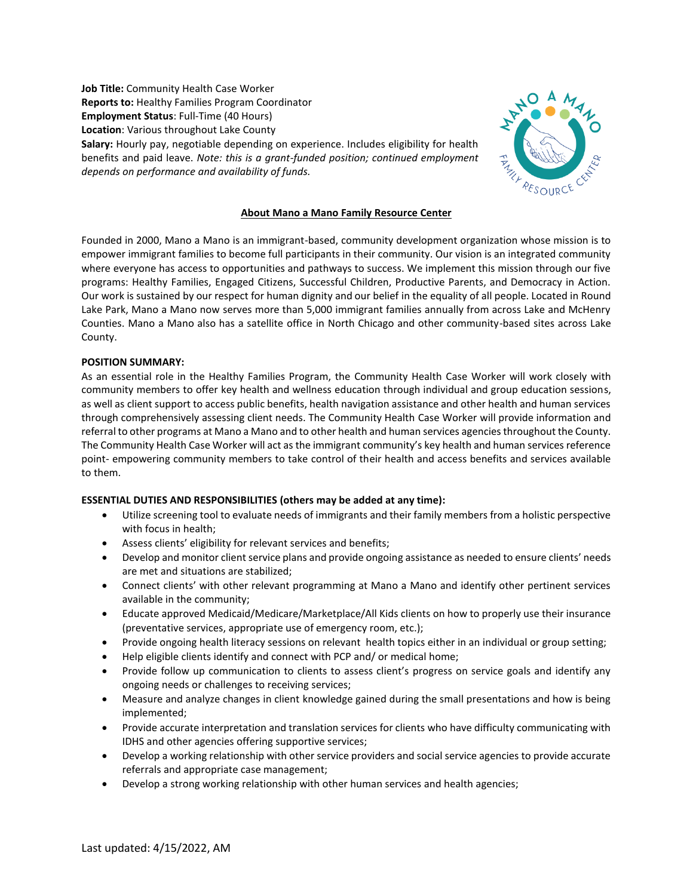**Job Title:** Community Health Case Worker
**Reports to:** Healthy Families Program Coordinator
**Employment Status**: Full-Time (40 Hours)
**Location**: Various throughout Lake County
**Salary:** Hourly pay, negotiable depending on experience. Includes eligibility for health benefits and paid leave. *Note: this is a grant-funded position; continued employment depends on performance and availability of funds.*

## About Mano a Mano Family Resource Center

Founded in 2000, Mano a Mano is an immigrant-based, community development organization whose mission is to empower immigrant families to become full participants in their community. Our vision is an integrated community where everyone has access to opportunities and pathways to success. We implement this mission through our five programs: Healthy Families, Engaged Citizens, Successful Children, Productive Parents, and Democracy in Action. Our work is sustained by our respect for human dignity and our belief in the equality of all people. Located in Round Lake Park, Mano a Mano now serves more than 5,000 immigrant families annually from across Lake and McHenry Counties. Mano a Mano also has a satellite office in North Chicago and other community-based sites across Lake County.

**POSITION SUMMARY:**

As an essential role in the Healthy Families Program, the Community Health Case Worker will work closely with community members to offer key health and wellness education through individual and group education sessions, as well as client support to access public benefits, health navigation assistance and other health and human services through comprehensively assessing client needs. The Community Health Case Worker will provide information and referral to other programs at Mano a Mano and to other health and human services agencies throughout the County. The Community Health Case Worker will act as the immigrant community's key health and human services reference point- empowering community members to take control of their health and access benefits and services available to them.

**ESSENTIAL DUTIES AND RESPONSIBILITIES (others may be added at any time):**

- Utilize screening tool to evaluate needs of immigrants and their family members from a holistic perspective with focus in health;
- Assess clients' eligibility for relevant services and benefits;
- Develop and monitor client service plans and provide ongoing assistance as needed to ensure clients' needs are met and situations are stabilized;
- Connect clients' with other relevant programming at Mano a Mano and identify other pertinent services available in the community;
- Educate approved Medicaid/Medicare/Marketplace/All Kids clients on how to properly use their insurance (preventative services, appropriate use of emergency room, etc.);
- Provide ongoing health literacy sessions on relevant health topics either in an individual or group setting;
- Help eligible clients identify and connect with PCP and/ or medical home;
- Provide follow up communication to clients to assess client's progress on service goals and identify any ongoing needs or challenges to receiving services;
- Measure and analyze changes in client knowledge gained during the small presentations and how is being implemented;
- Provide accurate interpretation and translation services for clients who have difficulty communicating with IDHS and other agencies offering supportive services;
- Develop a working relationship with other service providers and social service agencies to provide accurate referrals and appropriate case management;
- Develop a strong working relationship with other human services and health agencies;

Last updated: 4/15/2022, AM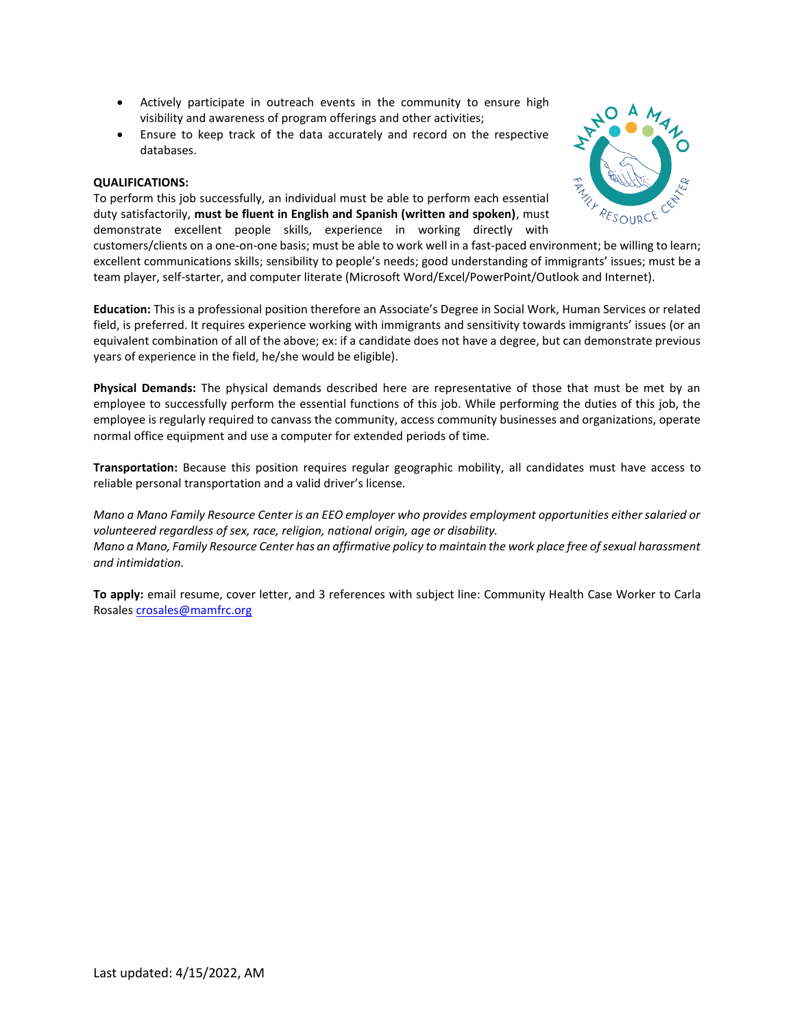- Actively participate in outreach events in the community to ensure high visibility and awareness of program offerings and other activities;
- Ensure to keep track of the data accurately and record on the respective databases.

**QUALIFICATIONS:**
To perform this job successfully, an individual must be able to perform each essential duty satisfactorily, **must be fluent in English and Spanish (written and spoken)**, must demonstrate excellent people skills, experience in working directly with customers/clients on a one-on-one basis; must be able to work well in a fast-paced environment; be willing to learn; excellent communications skills; sensibility to people's needs; good understanding of immigrants' issues; must be a team player, self-starter, and computer literate (Microsoft Word/Excel/PowerPoint/Outlook and Internet).

**Education:** This is a professional position therefore an Associate's Degree in Social Work, Human Services or related field, is preferred. It requires experience working with immigrants and sensitivity towards immigrants' issues (or an equivalent combination of all of the above; ex: if a candidate does not have a degree, but can demonstrate previous years of experience in the field, he/she would be eligible).

**Physical Demands:** The physical demands described here are representative of those that must be met by an employee to successfully perform the essential functions of this job. While performing the duties of this job, the employee is regularly required to canvass the community, access community businesses and organizations, operate normal office equipment and use a computer for extended periods of time.

**Transportation:** Because this position requires regular geographic mobility, all candidates must have access to reliable personal transportation and a valid driver's license.

*Mano a Mano Family Resource Center is an EEO employer who provides employment opportunities either salaried or volunteered regardless of sex, race, religion, national origin, age or disability.*
*Mano a Mano, Family Resource Center has an affirmative policy to maintain the work place free of sexual harassment and intimidation.*

**To apply:** email resume, cover letter, and 3 references with subject line: Community Health Case Worker to Carla Rosales crosales@mamfrc.org

Last updated: 4/15/2022, AM